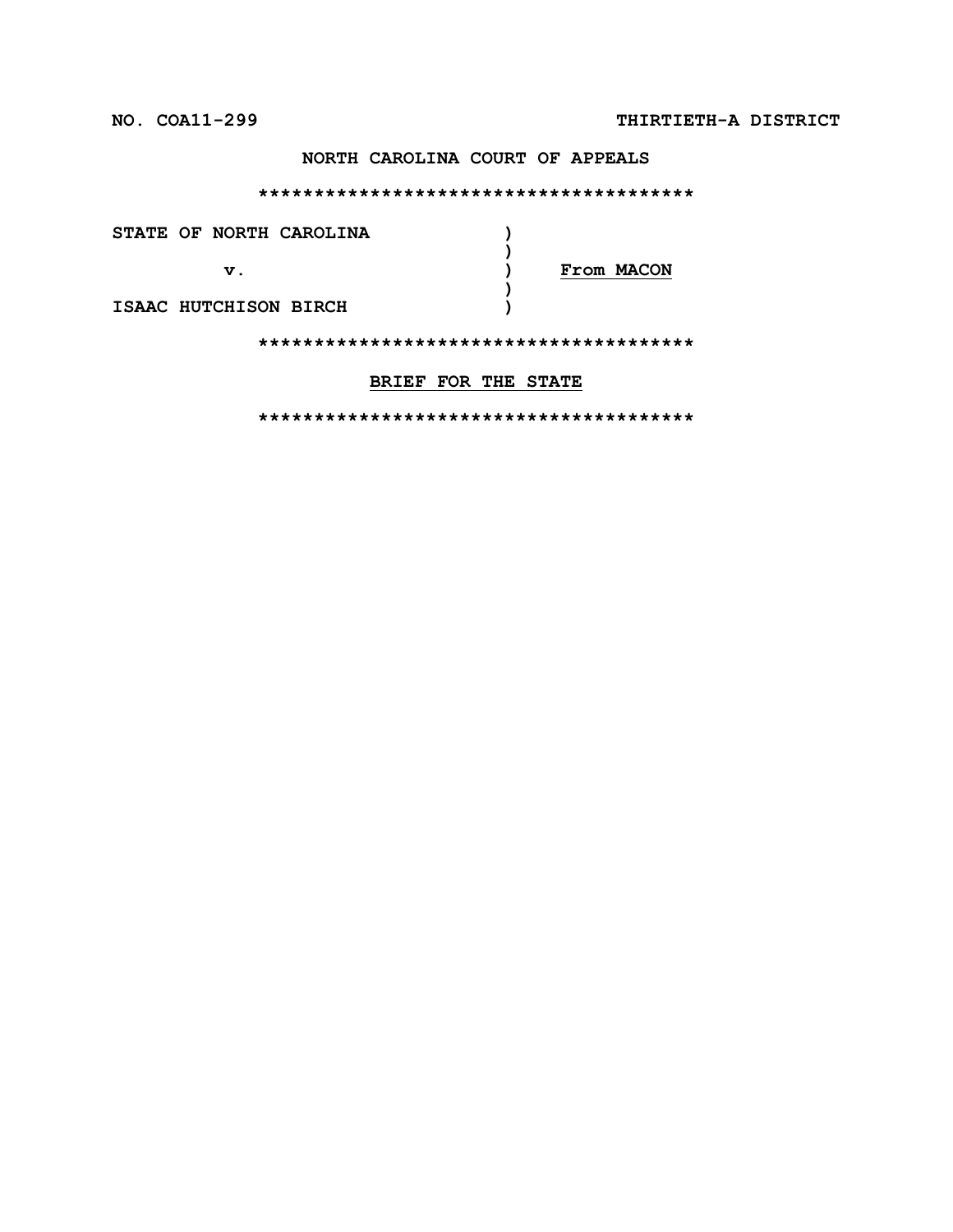**NO. COA11-299** **THIRTIETH-A DISTRICT**

**NORTH CAROLINA COURT OF APPEALS**

**\*\*\*\*\*\*\*\*\*\*\*\*\*\*\*\*\*\*\*\*\*\*\*\*\*\*\*\*\*\*\*\*\*\*\*\*\*\*\***

| | | |
|---|---|---|
| **STATE OF NORTH CAROLINA** | **)** | |
| | **)** | |
| **v.** | **)** | **From MACON** |
| | **)** | |
| **ISAAC HUTCHISON BIRCH** | **)** | |

**\*\*\*\*\*\*\*\*\*\*\*\*\*\*\*\*\*\*\*\*\*\*\*\*\*\*\*\*\*\*\*\*\*\*\*\*\*\*\***

**BRIEF FOR THE STATE**

**\*\*\*\*\*\*\*\*\*\*\*\*\*\*\*\*\*\*\*\*\*\*\*\*\*\*\*\*\*\*\*\*\*\*\*\*\*\*\***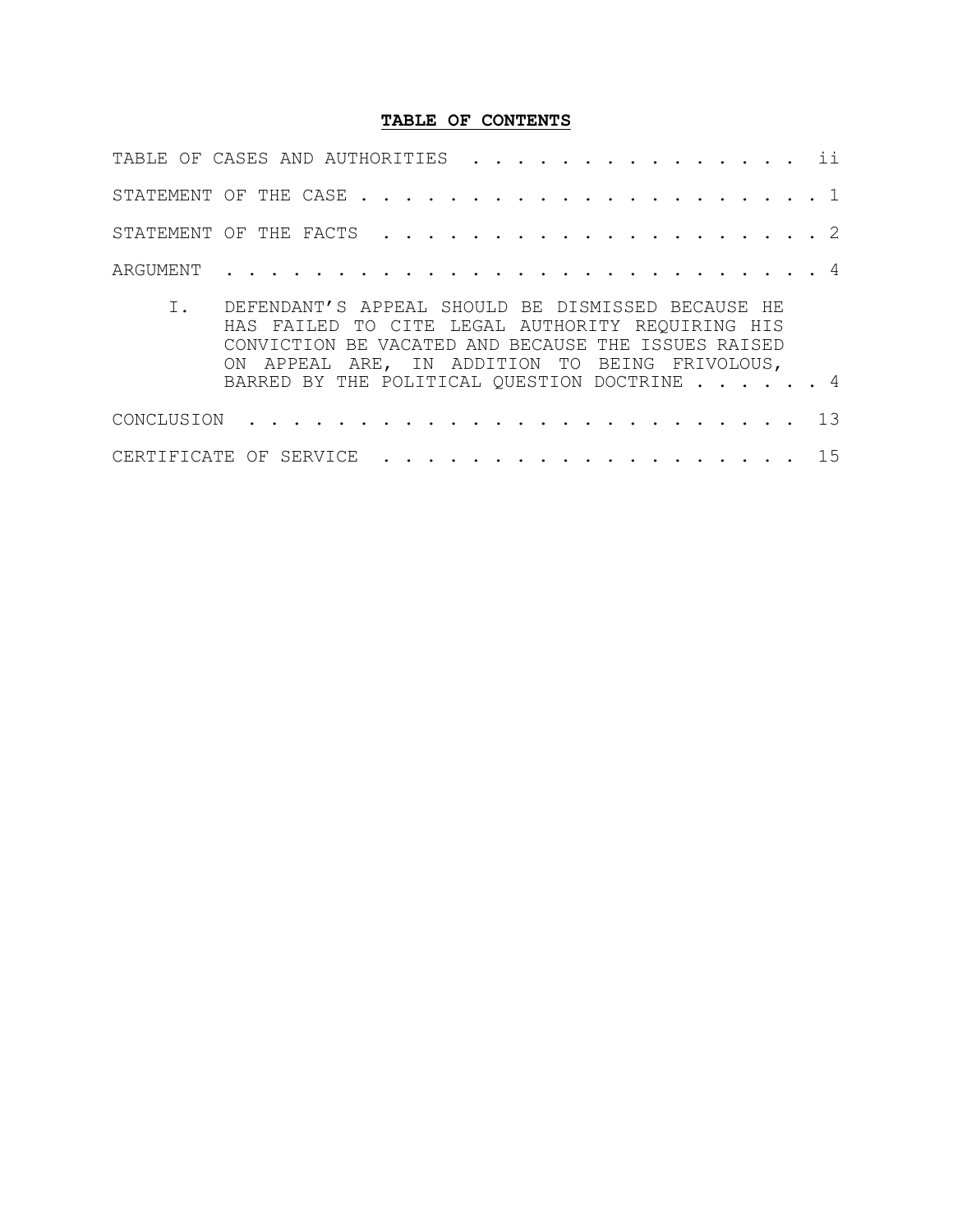# TABLE OF CONTENTS

| | |
|---|---|
| TABLE OF CASES AND AUTHORITIES | ii |
| STATEMENT OF THE CASE | 1 |
| STATEMENT OF THE FACTS | 2 |
| ARGUMENT | 4 |
| I. DEFENDANT'S APPEAL SHOULD BE DISMISSED BECAUSE HE HAS FAILED TO CITE LEGAL AUTHORITY REQUIRING HIS CONVICTION BE VACATED AND BECAUSE THE ISSUES RAISED ON APPEAL ARE, IN ADDITION TO BEING FRIVOLOUS, BARRED BY THE POLITICAL QUESTION DOCTRINE | 4 |
| CONCLUSION | 13 |
| CERTIFICATE OF SERVICE | 15 |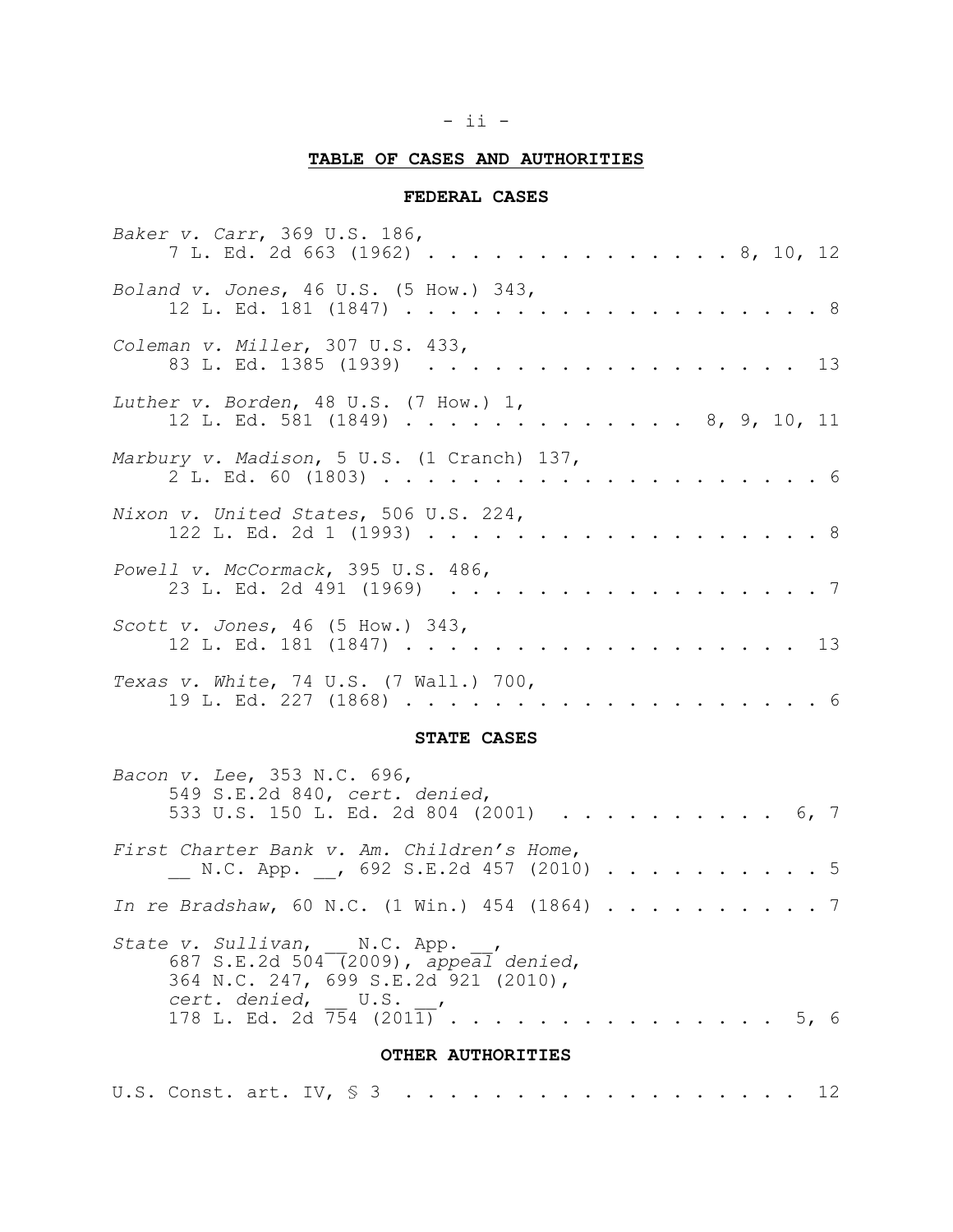## TABLE OF CASES AND AUTHORITIES

### FEDERAL CASES

*Baker v. Carr*, 369 U.S. 186, 7 L. Ed. 2d 663 (1962) . . . . . . . . . . . . . . . 8, 10, 12

*Boland v. Jones*, 46 U.S. (5 How.) 343, 12 L. Ed. 181 (1847) . . . . . . . . . . . . . . . . . . . . 8

*Coleman v. Miller*, 307 U.S. 433, 83 L. Ed. 1385 (1939) . . . . . . . . . . . . . . . . . . 13

*Luther v. Borden*, 48 U.S. (7 How.) 1, 12 L. Ed. 581 (1849) . . . . . . . . . . . . . . 8, 9, 10, 11

*Marbury v. Madison*, 5 U.S. (1 Cranch) 137, 2 L. Ed. 60 (1803) . . . . . . . . . . . . . . . . . . . . . 6

*Nixon v. United States*, 506 U.S. 224, 122 L. Ed. 2d 1 (1993) . . . . . . . . . . . . . . . . . . . 8

*Powell v. McCormack*, 395 U.S. 486, 23 L. Ed. 2d 491 (1969) . . . . . . . . . . . . . . . . . . . 7

*Scott v. Jones*, 46 (5 How.) 343, 12 L. Ed. 181 (1847) . . . . . . . . . . . . . . . . . . . 13

*Texas v. White*, 74 U.S. (7 Wall.) 700, 19 L. Ed. 227 (1868) . . . . . . . . . . . . . . . . . . . . 6

### STATE CASES

*Bacon v. Lee*, 353 N.C. 696, 549 S.E.2d 840, *cert. denied*, 533 U.S. 150 L. Ed. 2d 804 (2001) . . . . . . . . . . . 6, 7

*First Charter Bank v. Am. Children's Home*, __ N.C. App. __, 692 S.E.2d 457 (2010) . . . . . . . . . . . 5

*In re Bradshaw*, 60 N.C. (1 Win.) 454 (1864) . . . . . . . . . . 7

*State v. Sullivan*, __ N.C. App. __, 687 S.E.2d 504 (2009), *appeal denied*, 364 N.C. 247, 699 S.E.2d 921 (2010), *cert. denied*, __ U.S. __, 178 L. Ed. 2d 754 (2011) . . . . . . . . . . . . . . . 5, 6

### OTHER AUTHORITIES

U.S. Const. art. IV, § 3 . . . . . . . . . . . . . . . . . . . 12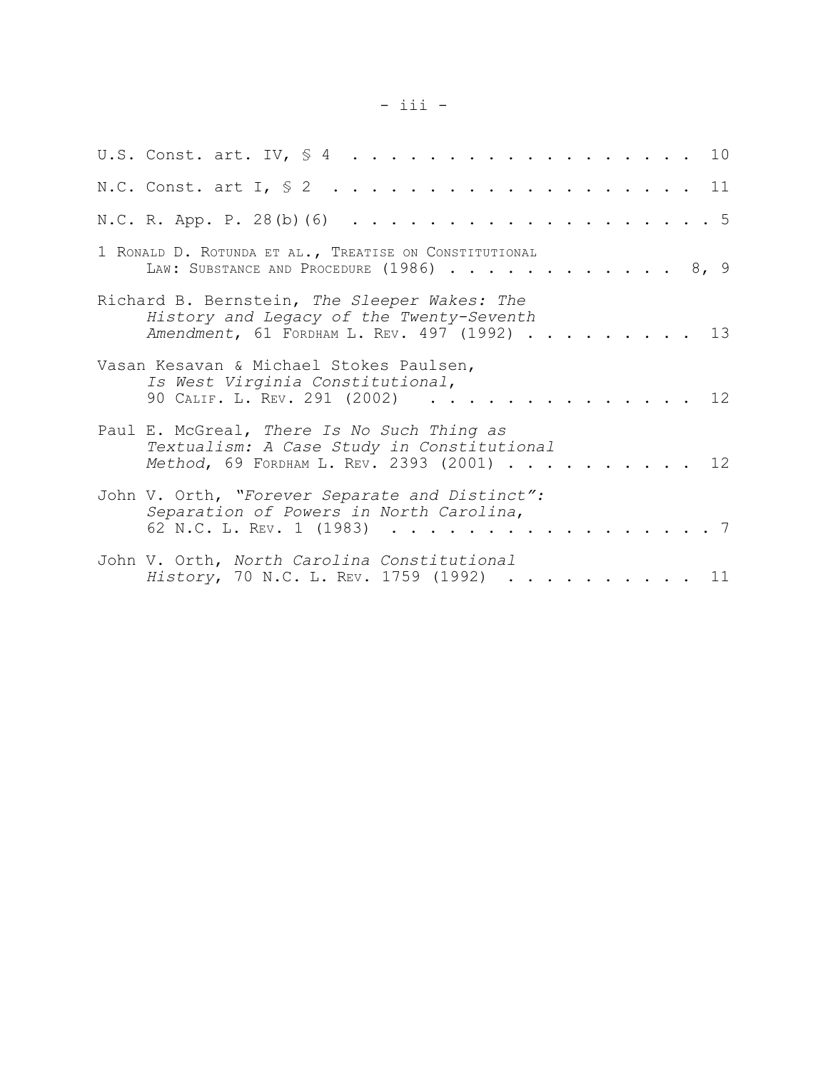U.S. Const. art. IV, § 4 . . . . . . . . . . . . . . . . . . . . 10

N.C. Const. art I, § 2 . . . . . . . . . . . . . . . . . . . . 11

N.C. R. App. P. 28(b)(6) . . . . . . . . . . . . . . . . . . . . 5

1 RONALD D. ROTUNDA ET AL., TREATISE ON CONSTITUTIONAL LAW: SUBSTANCE AND PROCEDURE (1986) . . . . . . . . . . . . . 8, 9

Richard B. Bernstein, *The Sleeper Wakes: The History and Legacy of the Twenty-Seventh Amendment*, 61 FORDHAM L. REV. 497 (1992) . . . . . . . . . . 13

Vasan Kesavan & Michael Stokes Paulsen, *Is West Virginia Constitutional*, 90 CALIF. L. REV. 291 (2002) . . . . . . . . . . . . . . . 12

Paul E. McGreal, *There Is No Such Thing as Textualism: A Case Study in Constitutional Method*, 69 FORDHAM L. REV. 2393 (2001) . . . . . . . . . . . 12

John V. Orth, *"Forever Separate and Distinct": Separation of Powers in North Carolina*, 62 N.C. L. REV. 1 (1983) . . . . . . . . . . . . . . . . . . 7

John V. Orth, *North Carolina Constitutional History*, 70 N.C. L. REV. 1759 (1992) . . . . . . . . . . 11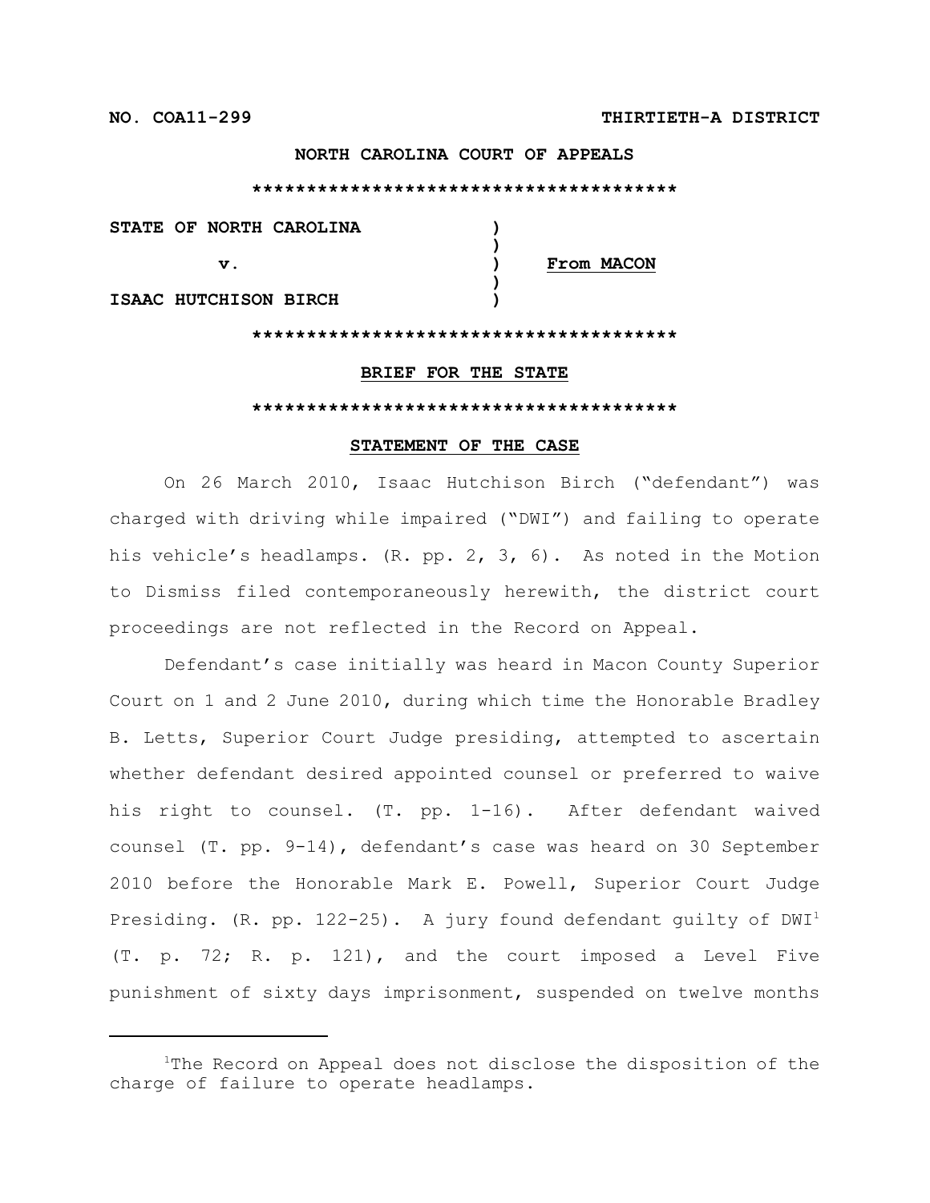**NO. COA11-299** **THIRTIETH-A DISTRICT**

**NORTH CAROLINA COURT OF APPEALS**

**\*\*\*\*\*\*\*\*\*\*\*\*\*\*\*\*\*\*\*\*\*\*\*\*\*\*\*\*\*\*\*\*\*\*\*\*\*\*\*\*\***

| | | |
|---|---|---|
| **STATE OF NORTH CAROLINA** | **)** | |
| | **)** | |
| **v.** | **)** | **From MACON** |
| | **)** | |
| **ISAAC HUTCHISON BIRCH** | **)** | |

**\*\*\*\*\*\*\*\*\*\*\*\*\*\*\*\*\*\*\*\*\*\*\*\*\*\*\*\*\*\*\*\*\*\*\*\*\*\*\*\*\***

**BRIEF FOR THE STATE**

**\*\*\*\*\*\*\*\*\*\*\*\*\*\*\*\*\*\*\*\*\*\*\*\*\*\*\*\*\*\*\*\*\*\*\*\*\*\*\*\*\***

## STATEMENT OF THE CASE

On 26 March 2010, Isaac Hutchison Birch ("defendant") was charged with driving while impaired ("DWI") and failing to operate his vehicle's headlamps. (R. pp. 2, 3, 6). As noted in the Motion to Dismiss filed contemporaneously herewith, the district court proceedings are not reflected in the Record on Appeal.

Defendant's case initially was heard in Macon County Superior Court on 1 and 2 June 2010, during which time the Honorable Bradley B. Letts, Superior Court Judge presiding, attempted to ascertain whether defendant desired appointed counsel or preferred to waive his right to counsel. (T. pp. 1-16). After defendant waived counsel (T. pp. 9-14), defendant's case was heard on 30 September 2010 before the Honorable Mark E. Powell, Superior Court Judge Presiding. (R. pp. 122-25). A jury found defendant guilty of DWI[1] (T. p. 72; R. p. 121), and the court imposed a Level Five punishment of sixty days imprisonment, suspended on twelve months

[1]The Record on Appeal does not disclose the disposition of the charge of failure to operate headlamps.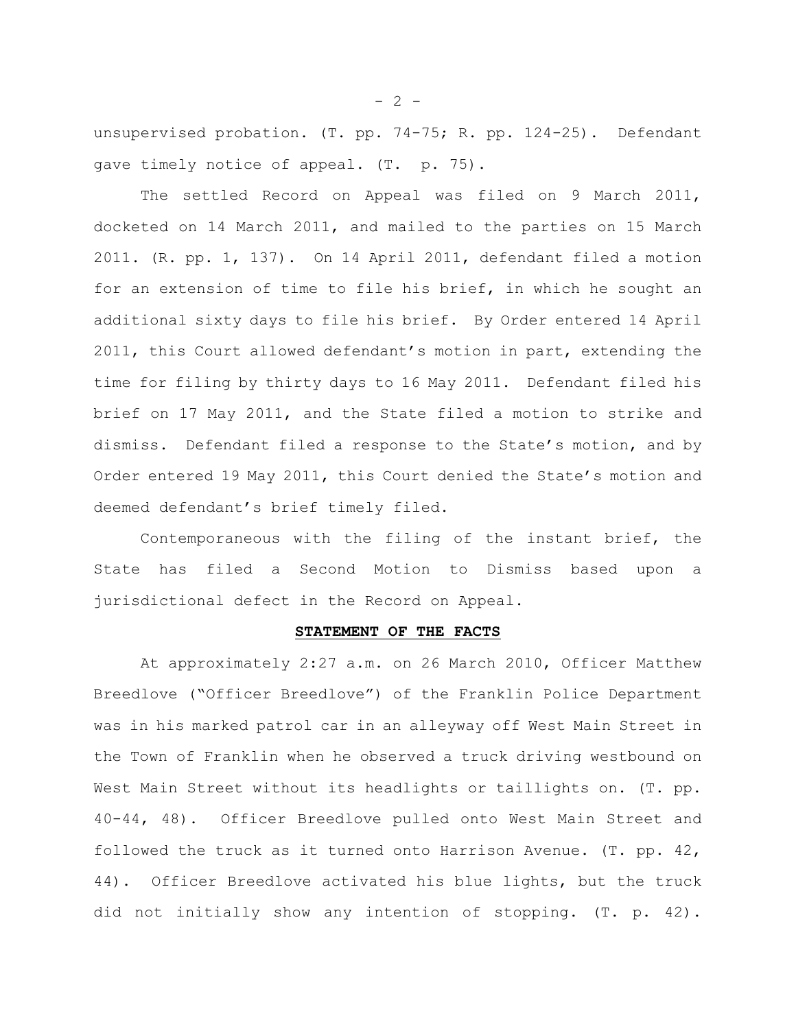unsupervised probation. (T. pp. 74-75; R. pp. 124-25). Defendant gave timely notice of appeal. (T. p. 75).

The settled Record on Appeal was filed on 9 March 2011, docketed on 14 March 2011, and mailed to the parties on 15 March 2011. (R. pp. 1, 137). On 14 April 2011, defendant filed a motion for an extension of time to file his brief, in which he sought an additional sixty days to file his brief. By Order entered 14 April 2011, this Court allowed defendant's motion in part, extending the time for filing by thirty days to 16 May 2011. Defendant filed his brief on 17 May 2011, and the State filed a motion to strike and dismiss. Defendant filed a response to the State's motion, and by Order entered 19 May 2011, this Court denied the State's motion and deemed defendant's brief timely filed.

Contemporaneous with the filing of the instant brief, the State has filed a Second Motion to Dismiss based upon a jurisdictional defect in the Record on Appeal.

## STATEMENT OF THE FACTS

At approximately 2:27 a.m. on 26 March 2010, Officer Matthew Breedlove ("Officer Breedlove") of the Franklin Police Department was in his marked patrol car in an alleyway off West Main Street in the Town of Franklin when he observed a truck driving westbound on West Main Street without its headlights or taillights on. (T. pp. 40-44, 48). Officer Breedlove pulled onto West Main Street and followed the truck as it turned onto Harrison Avenue. (T. pp. 42, 44). Officer Breedlove activated his blue lights, but the truck did not initially show any intention of stopping. (T. p. 42).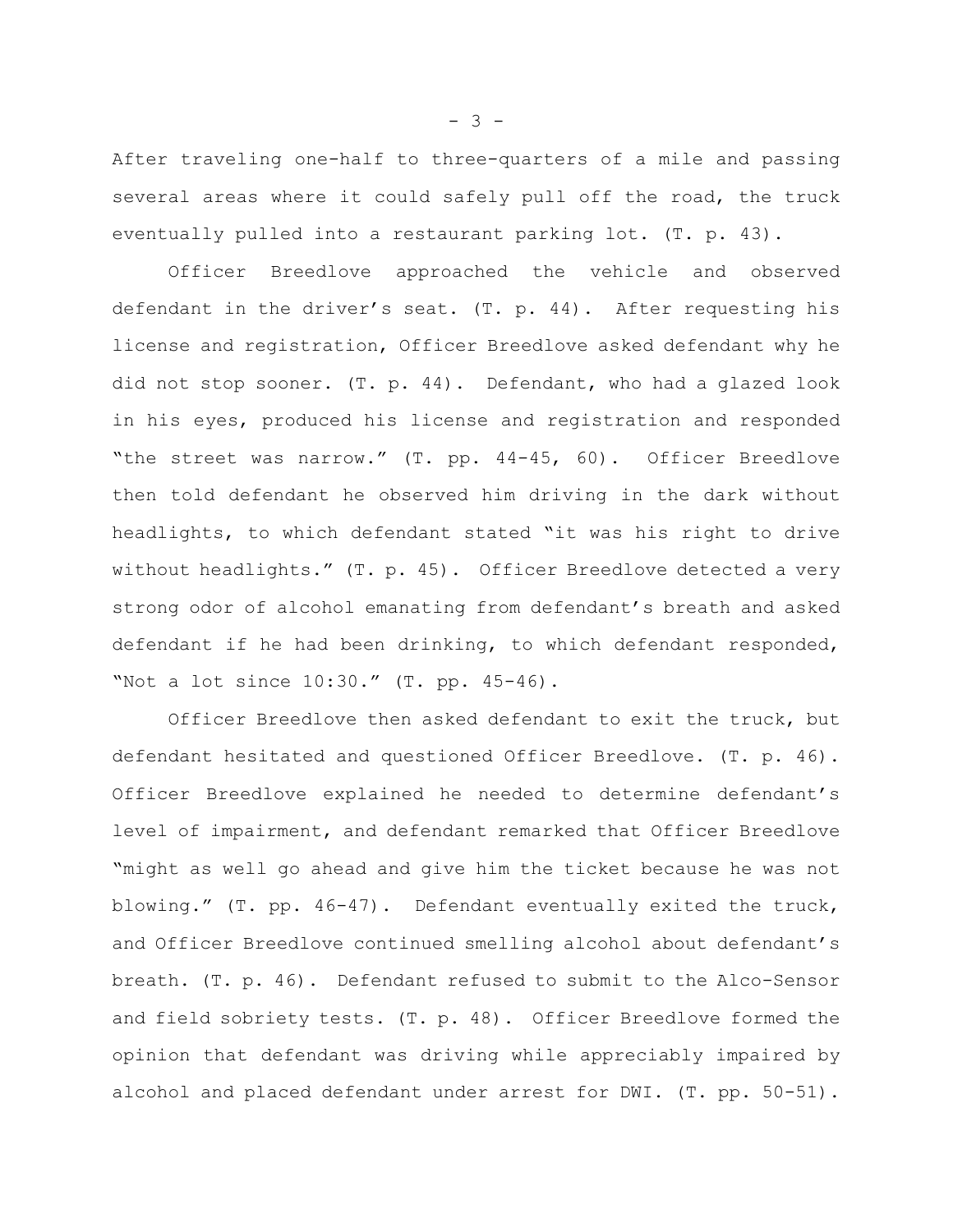After traveling one-half to three-quarters of a mile and passing several areas where it could safely pull off the road, the truck eventually pulled into a restaurant parking lot. (T. p. 43).

Officer Breedlove approached the vehicle and observed defendant in the driver's seat. (T. p. 44). After requesting his license and registration, Officer Breedlove asked defendant why he did not stop sooner. (T. p. 44). Defendant, who had a glazed look in his eyes, produced his license and registration and responded "the street was narrow." (T. pp. 44-45, 60). Officer Breedlove then told defendant he observed him driving in the dark without headlights, to which defendant stated "it was his right to drive without headlights." (T. p. 45). Officer Breedlove detected a very strong odor of alcohol emanating from defendant's breath and asked defendant if he had been drinking, to which defendant responded, "Not a lot since 10:30." (T. pp. 45-46).

Officer Breedlove then asked defendant to exit the truck, but defendant hesitated and questioned Officer Breedlove. (T. p. 46). Officer Breedlove explained he needed to determine defendant's level of impairment, and defendant remarked that Officer Breedlove "might as well go ahead and give him the ticket because he was not blowing." (T. pp. 46-47). Defendant eventually exited the truck, and Officer Breedlove continued smelling alcohol about defendant's breath. (T. p. 46). Defendant refused to submit to the Alco-Sensor and field sobriety tests. (T. p. 48). Officer Breedlove formed the opinion that defendant was driving while appreciably impaired by alcohol and placed defendant under arrest for DWI. (T. pp. 50-51).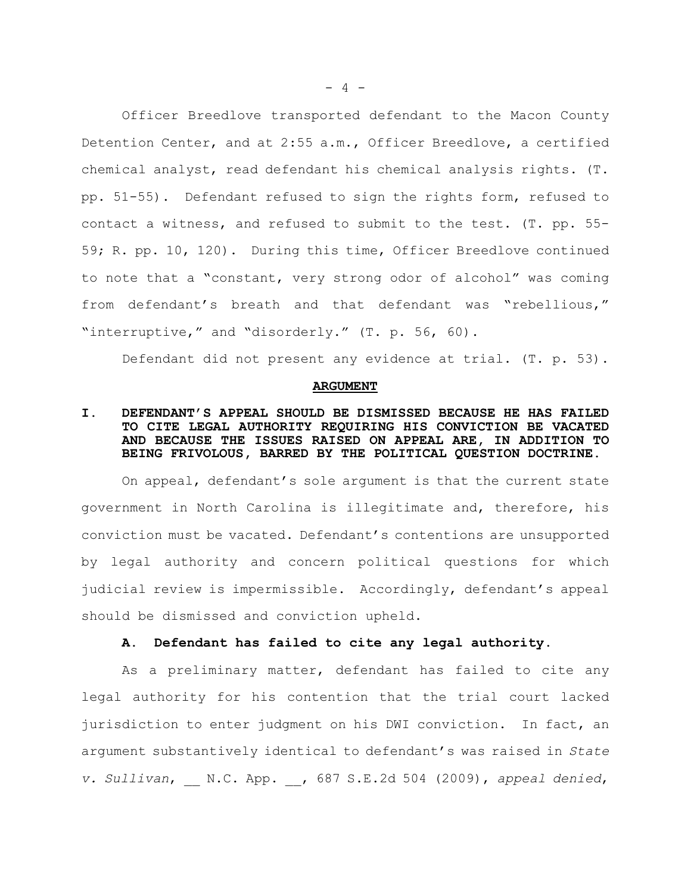Officer Breedlove transported defendant to the Macon County Detention Center, and at 2:55 a.m., Officer Breedlove, a certified chemical analyst, read defendant his chemical analysis rights. (T. pp. 51-55). Defendant refused to sign the rights form, refused to contact a witness, and refused to submit to the test. (T. pp. 55-59; R. pp. 10, 120). During this time, Officer Breedlove continued to note that a "constant, very strong odor of alcohol" was coming from defendant's breath and that defendant was "rebellious," "interruptive," and "disorderly." (T. p. 56, 60).

Defendant did not present any evidence at trial. (T. p. 53).

## **ARGUMENT**

### I. DEFENDANT'S APPEAL SHOULD BE DISMISSED BECAUSE HE HAS FAILED TO CITE LEGAL AUTHORITY REQUIRING HIS CONVICTION BE VACATED AND BECAUSE THE ISSUES RAISED ON APPEAL ARE, IN ADDITION TO BEING FRIVOLOUS, BARRED BY THE POLITICAL QUESTION DOCTRINE.

On appeal, defendant's sole argument is that the current state government in North Carolina is illegitimate and, therefore, his conviction must be vacated. Defendant's contentions are unsupported by legal authority and concern political questions for which judicial review is impermissible. Accordingly, defendant's appeal should be dismissed and conviction upheld.

#### A. Defendant has failed to cite any legal authority.

As a preliminary matter, defendant has failed to cite any legal authority for his contention that the trial court lacked jurisdiction to enter judgment on his DWI conviction. In fact, an argument substantively identical to defendant's was raised in *State v. Sullivan*, __ N.C. App. __, 687 S.E.2d 504 (2009), *appeal denied*,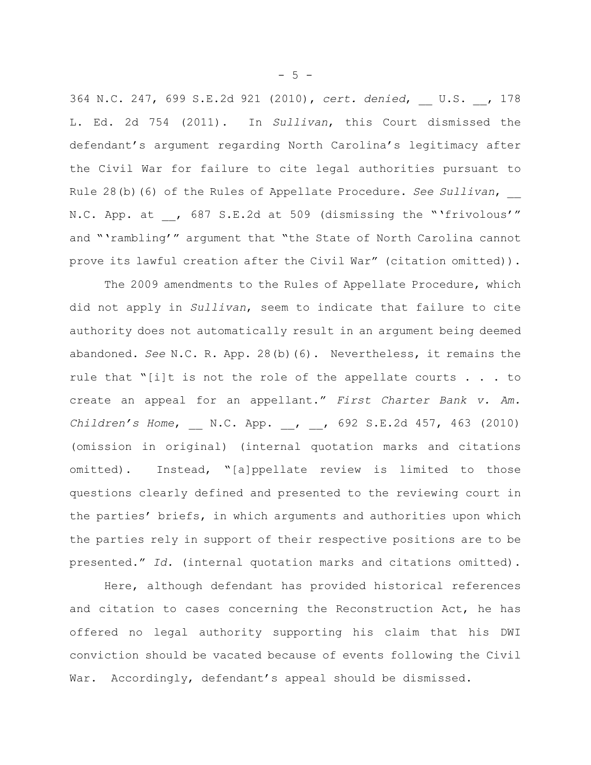364 N.C. 247, 699 S.E.2d 921 (2010), *cert. denied*, __ U.S. __, 178 L. Ed. 2d 754 (2011). In *Sullivan*, this Court dismissed the defendant's argument regarding North Carolina's legitimacy after the Civil War for failure to cite legal authorities pursuant to Rule 28(b)(6) of the Rules of Appellate Procedure. *See Sullivan*, __ N.C. App. at __, 687 S.E.2d at 509 (dismissing the "'frivolous'" and "'rambling'" argument that "the State of North Carolina cannot prove its lawful creation after the Civil War" (citation omitted)).

The 2009 amendments to the Rules of Appellate Procedure, which did not apply in *Sullivan*, seem to indicate that failure to cite authority does not automatically result in an argument being deemed abandoned. *See* N.C. R. App. 28(b)(6). Nevertheless, it remains the rule that "[i]t is not the role of the appellate courts . . . to create an appeal for an appellant." *First Charter Bank v. Am. Children's Home*, __ N.C. App. __, __, 692 S.E.2d 457, 463 (2010) (omission in original) (internal quotation marks and citations omitted). Instead, "[a]ppellate review is limited to those questions clearly defined and presented to the reviewing court in the parties' briefs, in which arguments and authorities upon which the parties rely in support of their respective positions are to be presented." *Id.* (internal quotation marks and citations omitted).

Here, although defendant has provided historical references and citation to cases concerning the Reconstruction Act, he has offered no legal authority supporting his claim that his DWI conviction should be vacated because of events following the Civil War. Accordingly, defendant's appeal should be dismissed.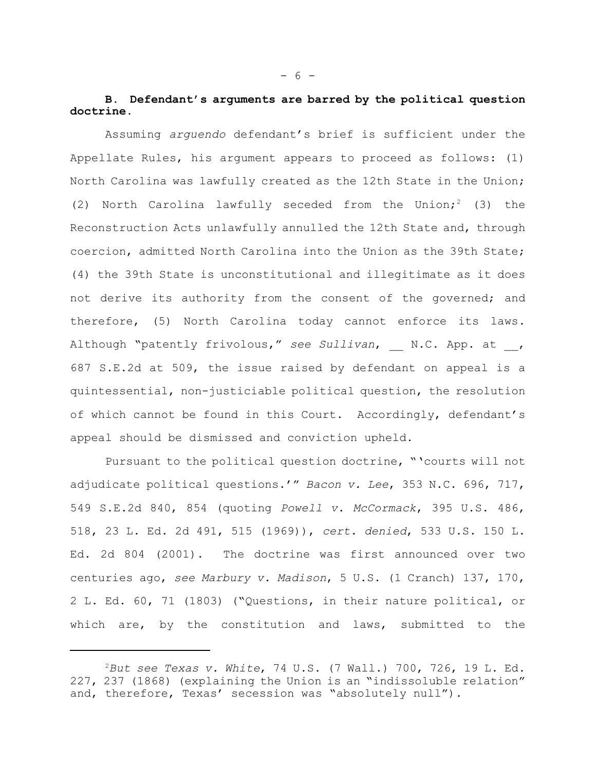**B. Defendant's arguments are barred by the political question doctrine.**

Assuming *arguendo* defendant's brief is sufficient under the Appellate Rules, his argument appears to proceed as follows: (1) North Carolina was lawfully created as the 12th State in the Union; (2) North Carolina lawfully seceded from the Union;[2] (3) the Reconstruction Acts unlawfully annulled the 12th State and, through coercion, admitted North Carolina into the Union as the 39th State; (4) the 39th State is unconstitutional and illegitimate as it does not derive its authority from the consent of the governed; and therefore, (5) North Carolina today cannot enforce its laws. Although "patently frivolous," *see Sullivan*, __ N.C. App. at __, 687 S.E.2d at 509, the issue raised by defendant on appeal is a quintessential, non-justiciable political question, the resolution of which cannot be found in this Court. Accordingly, defendant's appeal should be dismissed and conviction upheld.

Pursuant to the political question doctrine, "'courts will not adjudicate political questions.'" *Bacon v. Lee*, 353 N.C. 696, 717, 549 S.E.2d 840, 854 (quoting *Powell v. McCormack*, 395 U.S. 486, 518, 23 L. Ed. 2d 491, 515 (1969)), *cert. denied*, 533 U.S. 150 L. Ed. 2d 804 (2001). The doctrine was first announced over two centuries ago, *see Marbury v. Madison*, 5 U.S. (1 Cranch) 137, 170, 2 L. Ed. 60, 71 (1803) ("Questions, in their nature political, or which are, by the constitution and laws, submitted to the

[2]*But see Texas v. White*, 74 U.S. (7 Wall.) 700, 726, 19 L. Ed. 227, 237 (1868) (explaining the Union is an "indissoluble relation" and, therefore, Texas' secession was "absolutely null").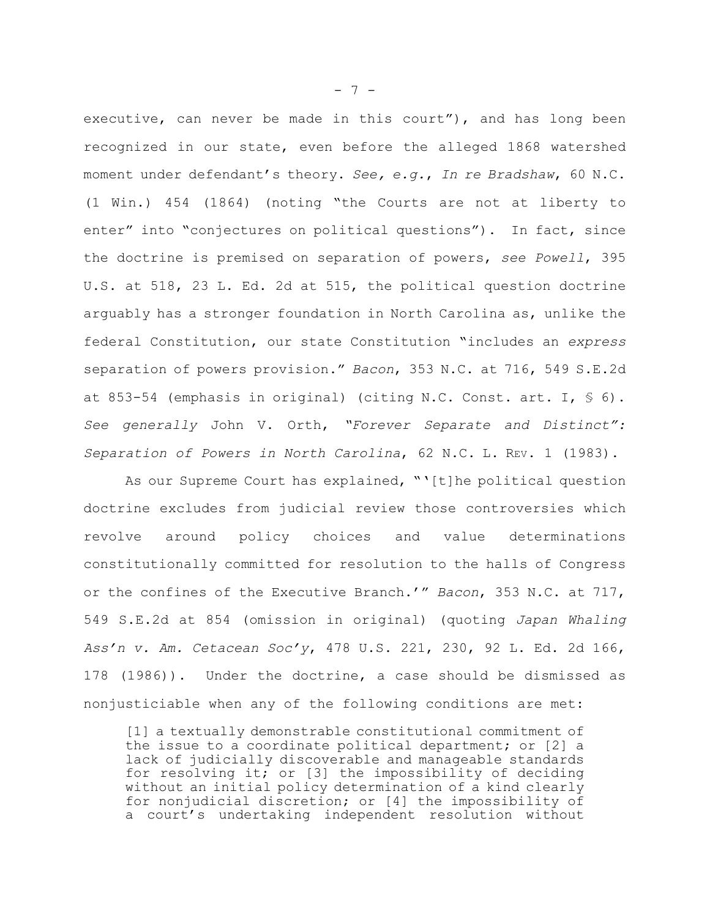executive, can never be made in this court"), and has long been recognized in our state, even before the alleged 1868 watershed moment under defendant's theory. *See, e.g.*, *In re Bradshaw*, 60 N.C. (1 Win.) 454 (1864) (noting "the Courts are not at liberty to enter" into "conjectures on political questions"). In fact, since the doctrine is premised on separation of powers, *see Powell*, 395 U.S. at 518, 23 L. Ed. 2d at 515, the political question doctrine arguably has a stronger foundation in North Carolina as, unlike the federal Constitution, our state Constitution "includes an *express* separation of powers provision." *Bacon*, 353 N.C. at 716, 549 S.E.2d at 853-54 (emphasis in original) (citing N.C. Const. art. I, § 6). *See generally* John V. Orth, *"Forever Separate and Distinct": Separation of Powers in North Carolina*, 62 N.C. L. REV. 1 (1983).

As our Supreme Court has explained, "'[t]he political question doctrine excludes from judicial review those controversies which revolve around policy choices and value determinations constitutionally committed for resolution to the halls of Congress or the confines of the Executive Branch.'" *Bacon*, 353 N.C. at 717, 549 S.E.2d at 854 (omission in original) (quoting *Japan Whaling Ass'n v. Am. Cetacean Soc'y*, 478 U.S. 221, 230, 92 L. Ed. 2d 166, 178 (1986)). Under the doctrine, a case should be dismissed as nonjusticiable when any of the following conditions are met:

> [1] a textually demonstrable constitutional commitment of the issue to a coordinate political department; or [2] a lack of judicially discoverable and manageable standards for resolving it; or [3] the impossibility of deciding without an initial policy determination of a kind clearly for nonjudicial discretion; or [4] the impossibility of a court's undertaking independent resolution without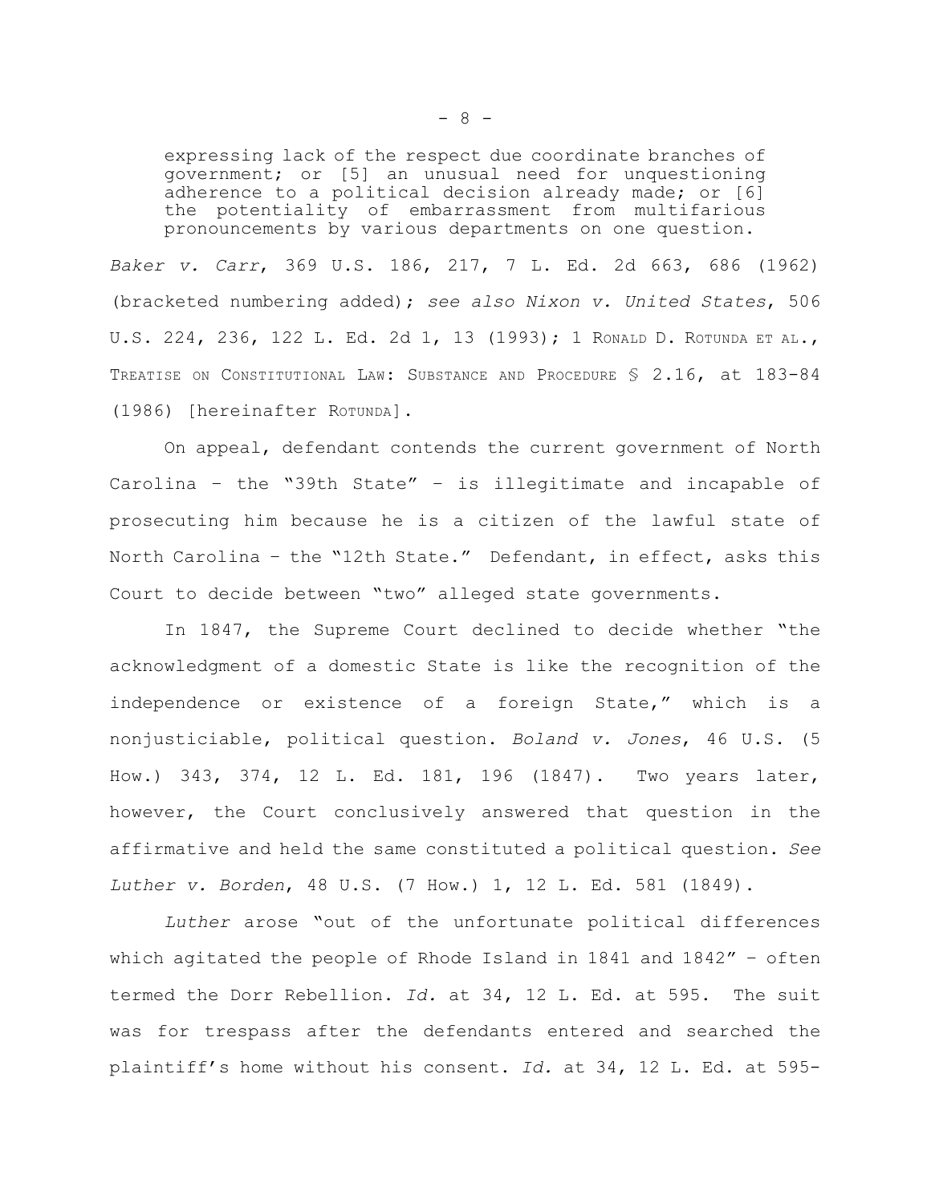> expressing lack of the respect due coordinate branches of government; or [5] an unusual need for unquestioning adherence to a political decision already made; or [6] the potentiality of embarrassment from multifarious pronouncements by various departments on one question.

*Baker v. Carr*, 369 U.S. 186, 217, 7 L. Ed. 2d 663, 686 (1962) (bracketed numbering added); *see also Nixon v. United States*, 506 U.S. 224, 236, 122 L. Ed. 2d 1, 13 (1993); 1 RONALD D. ROTUNDA ET AL., TREATISE ON CONSTITUTIONAL LAW: SUBSTANCE AND PROCEDURE § 2.16, at 183-84 (1986) [hereinafter ROTUNDA].

On appeal, defendant contends the current government of North Carolina – the "39th State" – is illegitimate and incapable of prosecuting him because he is a citizen of the lawful state of North Carolina – the "12th State." Defendant, in effect, asks this Court to decide between "two" alleged state governments.

In 1847, the Supreme Court declined to decide whether "the acknowledgment of a domestic State is like the recognition of the independence or existence of a foreign State," which is a nonjusticiable, political question. *Boland v. Jones*, 46 U.S. (5 How.) 343, 374, 12 L. Ed. 181, 196 (1847). Two years later, however, the Court conclusively answered that question in the affirmative and held the same constituted a political question. *See Luther v. Borden*, 48 U.S. (7 How.) 1, 12 L. Ed. 581 (1849).

*Luther* arose "out of the unfortunate political differences which agitated the people of Rhode Island in 1841 and 1842" – often termed the Dorr Rebellion. *Id.* at 34, 12 L. Ed. at 595. The suit was for trespass after the defendants entered and searched the plaintiff's home without his consent. *Id.* at 34, 12 L. Ed. at 595-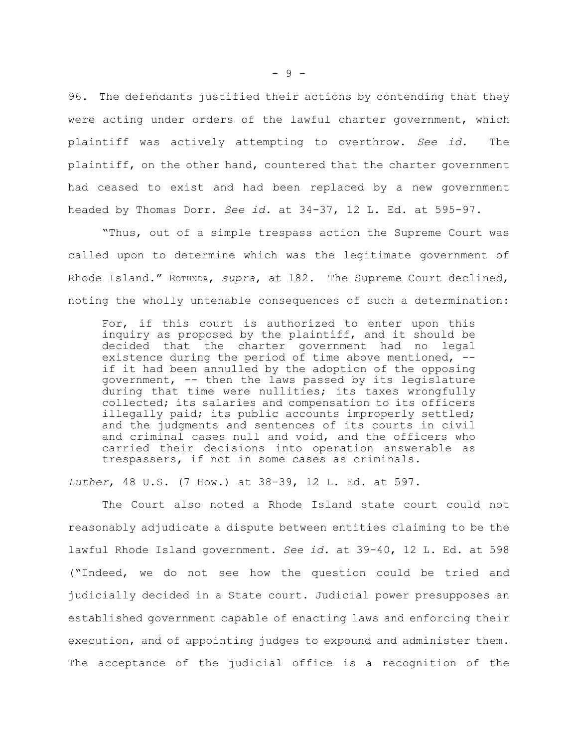96. The defendants justified their actions by contending that they were acting under orders of the lawful charter government, which plaintiff was actively attempting to overthrow. *See id.* The plaintiff, on the other hand, countered that the charter government had ceased to exist and had been replaced by a new government headed by Thomas Dorr. *See id.* at 34-37, 12 L. Ed. at 595-97.

"Thus, out of a simple trespass action the Supreme Court was called upon to determine which was the legitimate government of Rhode Island." ROTUNDA, *supra*, at 182. The Supreme Court declined, noting the wholly untenable consequences of such a determination:

> For, if this court is authorized to enter upon this inquiry as proposed by the plaintiff, and it should be decided that the charter government had no legal existence during the period of time above mentioned, -- if it had been annulled by the adoption of the opposing government, -- then the laws passed by its legislature during that time were nullities; its taxes wrongfully collected; its salaries and compensation to its officers illegally paid; its public accounts improperly settled; and the judgments and sentences of its courts in civil and criminal cases null and void, and the officers who carried their decisions into operation answerable as trespassers, if not in some cases as criminals.

*Luther*, 48 U.S. (7 How.) at 38-39, 12 L. Ed. at 597.

The Court also noted a Rhode Island state court could not reasonably adjudicate a dispute between entities claiming to be the lawful Rhode Island government. *See id.* at 39-40, 12 L. Ed. at 598 ("Indeed, we do not see how the question could be tried and judicially decided in a State court. Judicial power presupposes an established government capable of enacting laws and enforcing their execution, and of appointing judges to expound and administer them. The acceptance of the judicial office is a recognition of the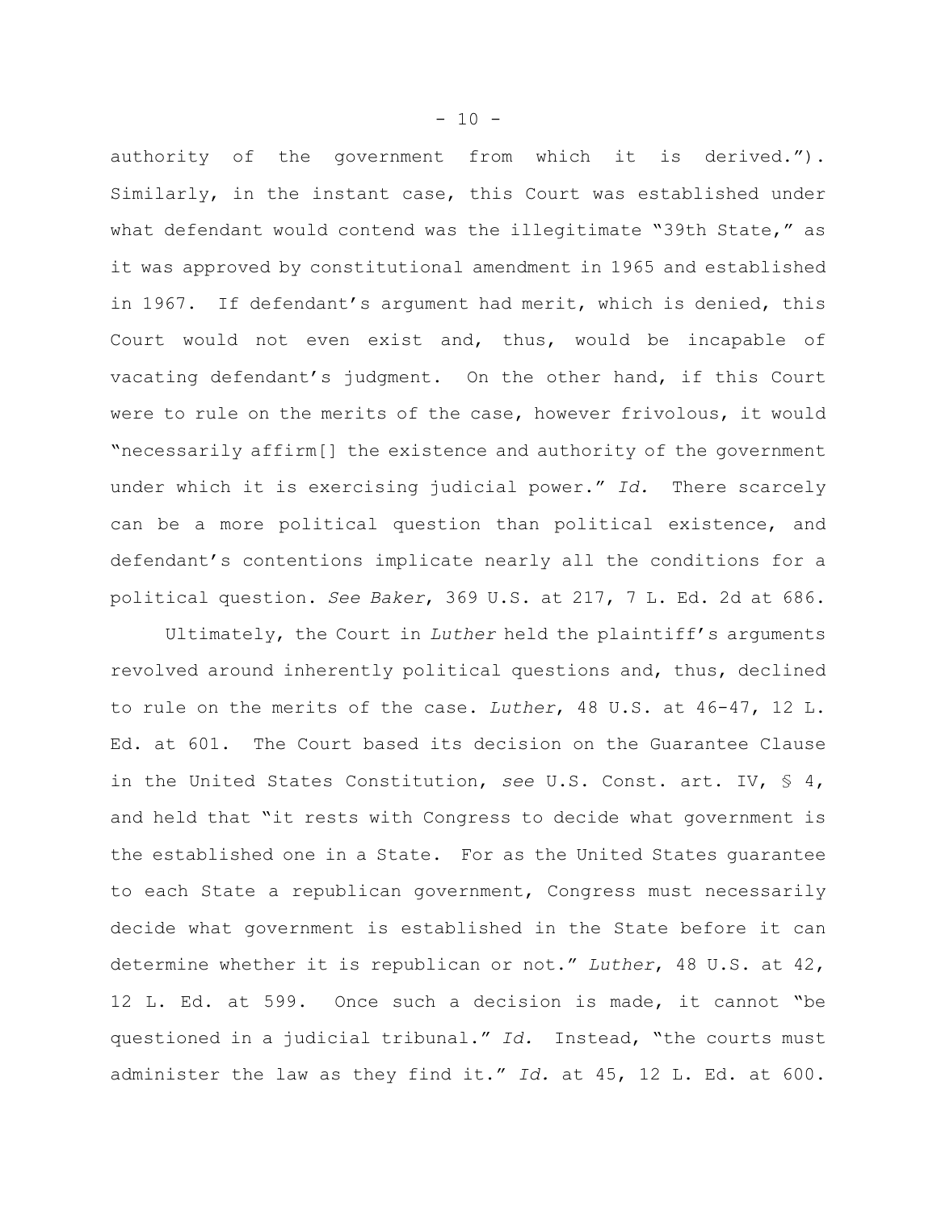authority of the government from which it is derived."). Similarly, in the instant case, this Court was established under what defendant would contend was the illegitimate "39th State," as it was approved by constitutional amendment in 1965 and established in 1967. If defendant's argument had merit, which is denied, this Court would not even exist and, thus, would be incapable of vacating defendant's judgment. On the other hand, if this Court were to rule on the merits of the case, however frivolous, it would "necessarily affirm[] the existence and authority of the government under which it is exercising judicial power." *Id.* There scarcely can be a more political question than political existence, and defendant's contentions implicate nearly all the conditions for a political question. *See Baker*, 369 U.S. at 217, 7 L. Ed. 2d at 686.

Ultimately, the Court in *Luther* held the plaintiff's arguments revolved around inherently political questions and, thus, declined to rule on the merits of the case. *Luther*, 48 U.S. at 46-47, 12 L. Ed. at 601. The Court based its decision on the Guarantee Clause in the United States Constitution, *see* U.S. Const. art. IV, § 4, and held that "it rests with Congress to decide what government is the established one in a State. For as the United States guarantee to each State a republican government, Congress must necessarily decide what government is established in the State before it can determine whether it is republican or not." *Luther*, 48 U.S. at 42, 12 L. Ed. at 599. Once such a decision is made, it cannot "be questioned in a judicial tribunal." *Id.* Instead, "the courts must administer the law as they find it." *Id.* at 45, 12 L. Ed. at 600.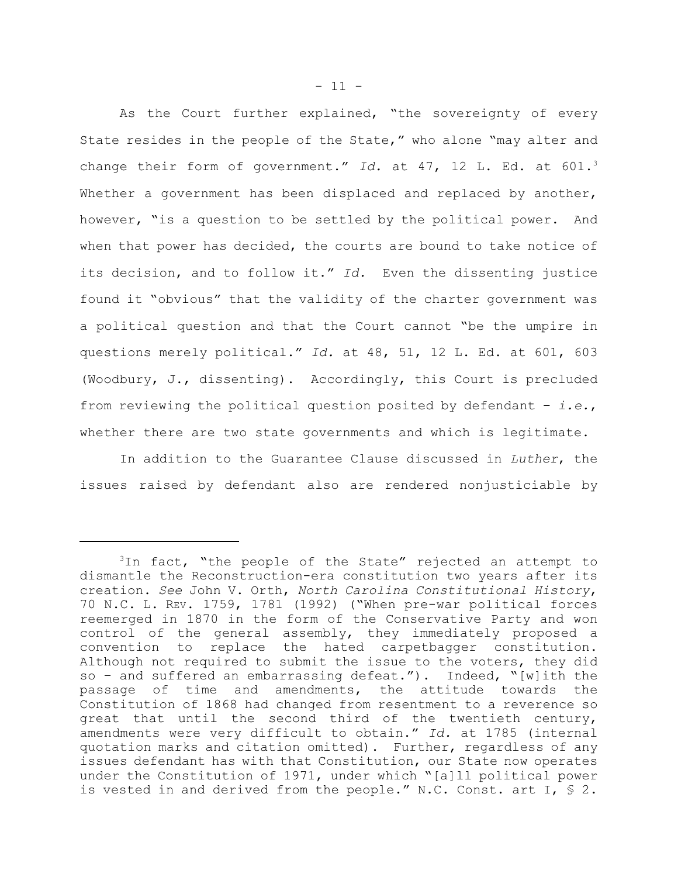As the Court further explained, "the sovereignty of every State resides in the people of the State," who alone "may alter and change their form of government." *Id.* at 47, 12 L. Ed. at 601.[3] Whether a government has been displaced and replaced by another, however, "is a question to be settled by the political power. And when that power has decided, the courts are bound to take notice of its decision, and to follow it." *Id.* Even the dissenting justice found it "obvious" that the validity of the charter government was a political question and that the Court cannot "be the umpire in questions merely political." *Id.* at 48, 51, 12 L. Ed. at 601, 603 (Woodbury, J., dissenting). Accordingly, this Court is precluded from reviewing the political question posited by defendant – *i.e.*, whether there are two state governments and which is legitimate.

In addition to the Guarantee Clause discussed in *Luther*, the issues raised by defendant also are rendered nonjusticiable by

---

[3]In fact, "the people of the State" rejected an attempt to dismantle the Reconstruction-era constitution two years after its creation. *See* John V. Orth, *North Carolina Constitutional History*, 70 N.C. L. REV. 1759, 1781 (1992) ("When pre-war political forces reemerged in 1870 in the form of the Conservative Party and won control of the general assembly, they immediately proposed a convention to replace the hated carpetbagger constitution. Although not required to submit the issue to the voters, they did so – and suffered an embarrassing defeat."). Indeed, "[w]ith the passage of time and amendments, the attitude towards the Constitution of 1868 had changed from resentment to a reverence so great that until the second third of the twentieth century, amendments were very difficult to obtain." *Id.* at 1785 (internal quotation marks and citation omitted). Further, regardless of any issues defendant has with that Constitution, our State now operates under the Constitution of 1971, under which "[a]ll political power is vested in and derived from the people." N.C. Const. art I, § 2.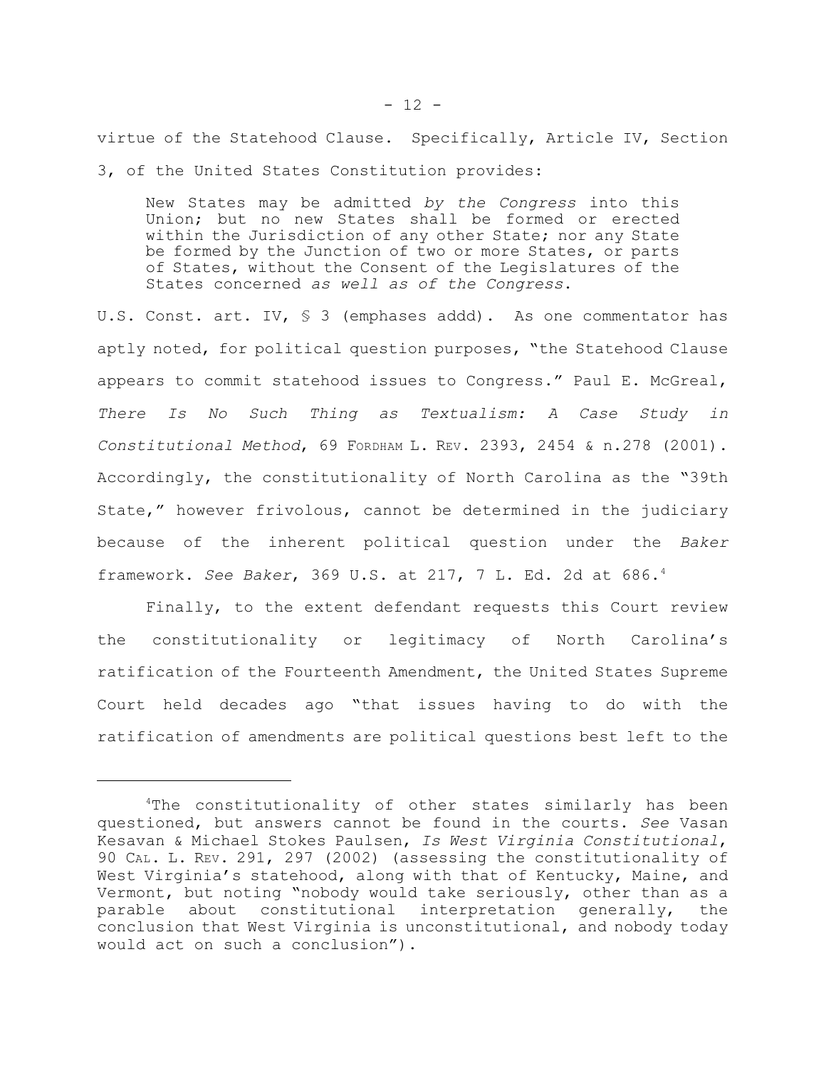virtue of the Statehood Clause. Specifically, Article IV, Section 3, of the United States Constitution provides:

> New States may be admitted *by the Congress* into this Union; but no new States shall be formed or erected within the Jurisdiction of any other State; nor any State be formed by the Junction of two or more States, or parts of States, without the Consent of the Legislatures of the States concerned *as well as of the Congress*.

U.S. Const. art. IV, § 3 (emphases addd). As one commentator has aptly noted, for political question purposes, "the Statehood Clause appears to commit statehood issues to Congress." Paul E. McGreal, *There Is No Such Thing as Textualism: A Case Study in Constitutional Method*, 69 FORDHAM L. REV. 2393, 2454 & n.278 (2001). Accordingly, the constitutionality of North Carolina as the "39th State," however frivolous, cannot be determined in the judiciary because of the inherent political question under the *Baker* framework. *See Baker*, 369 U.S. at 217, 7 L. Ed. 2d at 686.[4]

Finally, to the extent defendant requests this Court review the constitutionality or legitimacy of North Carolina's ratification of the Fourteenth Amendment, the United States Supreme Court held decades ago "that issues having to do with the ratification of amendments are political questions best left to the

---

[4]The constitutionality of other states similarly has been questioned, but answers cannot be found in the courts. *See* Vasan Kesavan & Michael Stokes Paulsen, *Is West Virginia Constitutional*, 90 CAL. L. REV. 291, 297 (2002) (assessing the constitutionality of West Virginia's statehood, along with that of Kentucky, Maine, and Vermont, but noting "nobody would take seriously, other than as a parable about constitutional interpretation generally, the conclusion that West Virginia is unconstitutional, and nobody today would act on such a conclusion").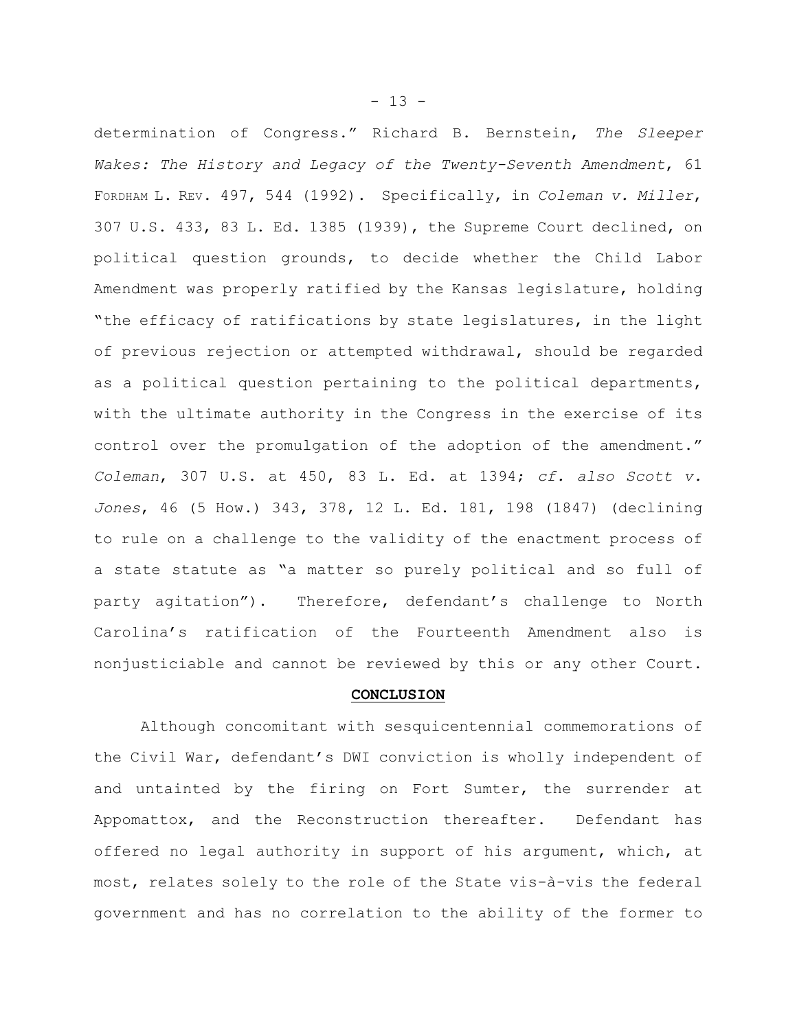determination of Congress." Richard B. Bernstein, *The Sleeper Wakes: The History and Legacy of the Twenty-Seventh Amendment*, 61 FORDHAM L. REV. 497, 544 (1992). Specifically, in *Coleman v. Miller*, 307 U.S. 433, 83 L. Ed. 1385 (1939), the Supreme Court declined, on political question grounds, to decide whether the Child Labor Amendment was properly ratified by the Kansas legislature, holding "the efficacy of ratifications by state legislatures, in the light of previous rejection or attempted withdrawal, should be regarded as a political question pertaining to the political departments, with the ultimate authority in the Congress in the exercise of its control over the promulgation of the adoption of the amendment." *Coleman*, 307 U.S. at 450, 83 L. Ed. at 1394; *cf. also Scott v. Jones*, 46 (5 How.) 343, 378, 12 L. Ed. 181, 198 (1847) (declining to rule on a challenge to the validity of the enactment process of a state statute as "a matter so purely political and so full of party agitation"). Therefore, defendant's challenge to North Carolina's ratification of the Fourteenth Amendment also is nonjusticiable and cannot be reviewed by this or any other Court.

## CONCLUSION

Although concomitant with sesquicentennial commemorations of the Civil War, defendant's DWI conviction is wholly independent of and untainted by the firing on Fort Sumter, the surrender at Appomattox, and the Reconstruction thereafter. Defendant has offered no legal authority in support of his argument, which, at most, relates solely to the role of the State vis-à-vis the federal government and has no correlation to the ability of the former to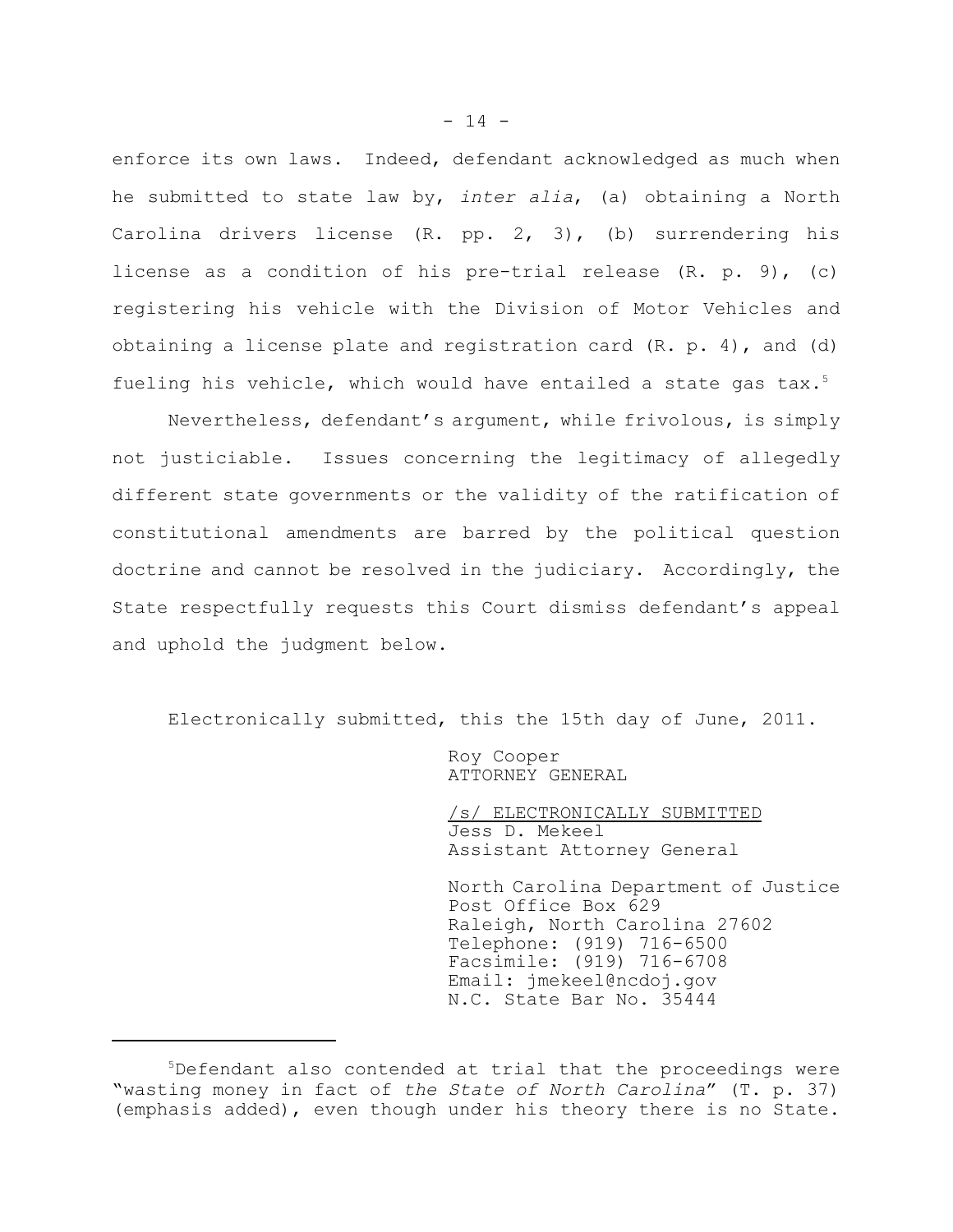enforce its own laws. Indeed, defendant acknowledged as much when he submitted to state law by, *inter alia*, (a) obtaining a North Carolina drivers license (R. pp. 2, 3), (b) surrendering his license as a condition of his pre-trial release (R. p. 9), (c) registering his vehicle with the Division of Motor Vehicles and obtaining a license plate and registration card (R. p. 4), and (d) fueling his vehicle, which would have entailed a state gas tax.[5]

Nevertheless, defendant's argument, while frivolous, is simply not justiciable. Issues concerning the legitimacy of allegedly different state governments or the validity of the ratification of constitutional amendments are barred by the political question doctrine and cannot be resolved in the judiciary. Accordingly, the State respectfully requests this Court dismiss defendant's appeal and uphold the judgment below.

Electronically submitted, this the 15th day of June, 2011.

Roy Cooper
ATTORNEY GENERAL

/s/ ELECTRONICALLY SUBMITTED
Jess D. Mekeel
Assistant Attorney General

North Carolina Department of Justice
Post Office Box 629
Raleigh, North Carolina 27602
Telephone: (919) 716-6500
Facsimile: (919) 716-6708
Email: jmekeel@ncdoj.gov
N.C. State Bar No. 35444

---

[5]Defendant also contended at trial that the proceedings were "wasting money in fact of *the State of North Carolina*" (T. p. 37) (emphasis added), even though under his theory there is no State.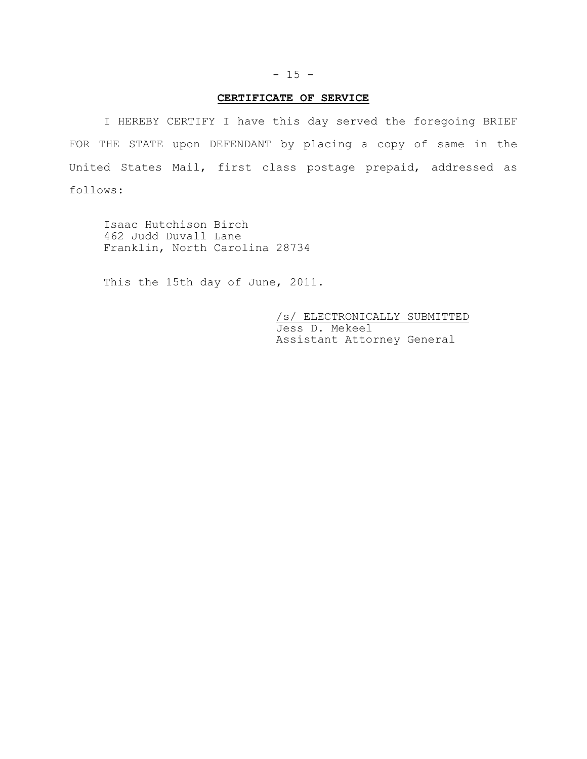**CERTIFICATE OF SERVICE**

I HEREBY CERTIFY I have this day served the foregoing BRIEF FOR THE STATE upon DEFENDANT by placing a copy of same in the United States Mail, first class postage prepaid, addressed as follows:

Isaac Hutchison Birch
462 Judd Duvall Lane
Franklin, North Carolina 28734

This the 15th day of June, 2011.

/s/ ELECTRONICALLY SUBMITTED
Jess D. Mekeel
Assistant Attorney General